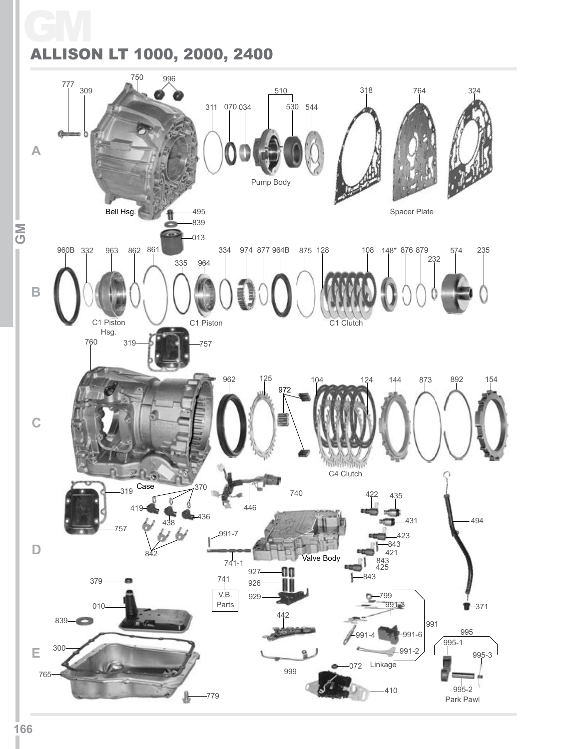# GM

## ALLISON LT 1000, 2000, 2400

**A**

777 309 750 996 311 070 034 510 530 544 318 764 324

Bell Hsg.

Pump Body

Spacer Plate

495 839 013

**B**

960B 332 963 862 861 335 964 334 974 877 964B 875 128 108 148* 876 879 232 574 235

C1 Piston Hsg.

C1 Piston

C1 Clutch

**C**

760 319 757

962 125 972 104 124 144 873 892 154

Case

C4 Clutch

**D**

319 757 370 419 438 436 842 446 740 991-7 741-1 741

V.B. Parts

Valve Body

422 435 431 423 843 421 843 425 843 494

927 926 929

**E**

379 010 839 300 765 779

442 999 072 410

799 991-3 991 991-4 991-6 991-2

Linkage

371

995 995-1 995-3 995-2

Park Pawl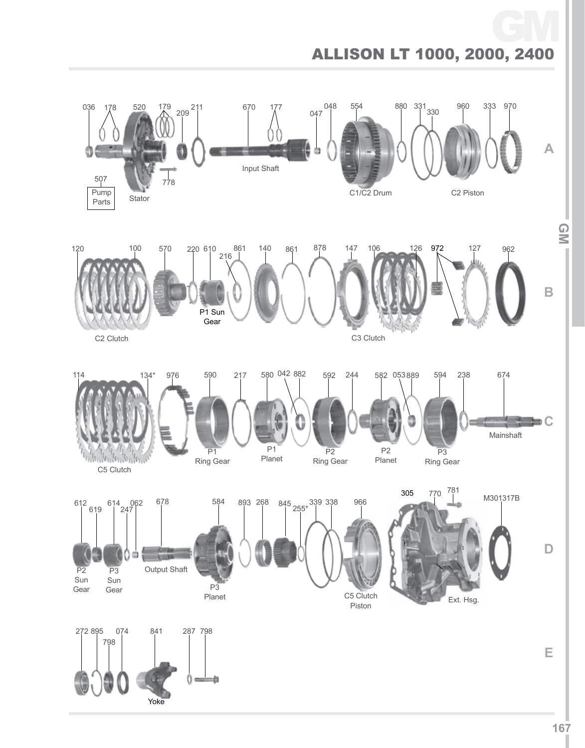# ALLISON LT 1000, 2000, 2400

**A**

036 178 520 179 209 211 670 177 047 048 554 880 331 330 960 333 970

507 Pump Parts

Stator

778

Input Shaft

C1/C2 Drum

C2 Piston

**B**

120 100 570 220 610 216 861 140 861 878 147 106 126 972 127 962

P1 Sun Gear

C2 Clutch

C3 Clutch

**C**

114 134* 976 590 217 580 042 882 592 244 582 053 889 594 238 674

P1 Ring Gear

P1 Planet

P2 Ring Gear

P2 Planet

P3 Ring Gear

Mainshaft

C5 Clutch

**D**

612 619 614 247 062 678 584 893 268 845 255* 339 338 966 305 770 781 M301317B

P2 Sun Gear

P3 Sun Gear

Output Shaft

P3 Planet

C5 Clutch Piston

Ext. Hsg.

**E**

272 895 798 074 841 287 798

Yoke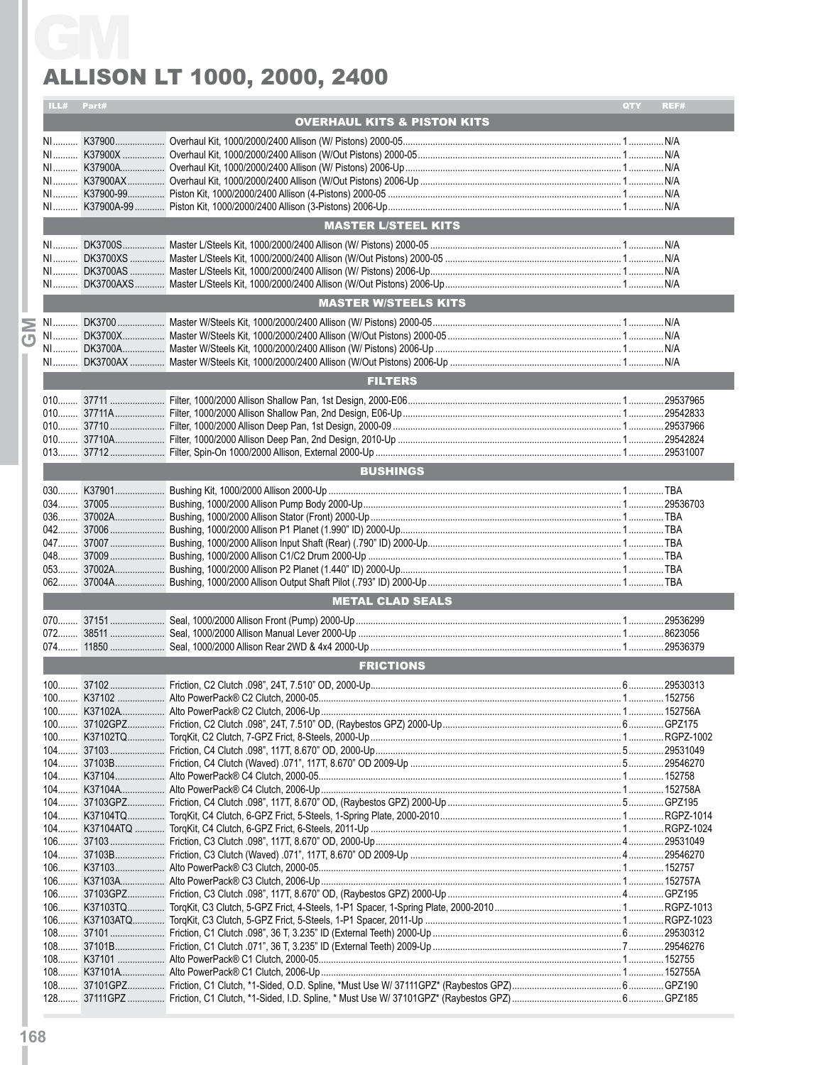# GM

## ALLISON LT 1000, 2000, 2400

| ILL# | Part# | Description | QTY | REF# |
|---|---|---|---|---|
| | | **OVERHAUL KITS & PISTON KITS** | | |
| NI | K37900 | Overhaul Kit, 1000/2000/2400 Allison (W/ Pistons) 2000-05 | 1 | N/A |
| NI | K37900X | Overhaul Kit, 1000/2000/2400 Allison (W/Out Pistons) 2000-05 | 1 | N/A |
| NI | K37900A | Overhaul Kit, 1000/2000/2400 Allison (W/ Pistons) 2006-Up | 1 | N/A |
| NI | K37900AX | Overhaul Kit, 1000/2000/2400 Allison (W/Out Pistons) 2006-Up | 1 | N/A |
| NI | K37900-99 | Piston Kit, 1000/2000/2400 Allison (4-Pistons) 2000-05 | 1 | N/A |
| NI | K37900A-99 | Piston Kit, 1000/2000/2400 Allison (3-Pistons) 2006-Up | 1 | N/A |
| | | **MASTER L/STEEL KITS** | | |
| NI | DK3700S | Master L/Steels Kit, 1000/2000/2400 Allison (W/ Pistons) 2000-05 | 1 | N/A |
| NI | DK3700XS | Master L/Steels Kit, 1000/2000/2400 Allison (W/Out Pistons) 2000-05 | 1 | N/A |
| NI | DK3700AS | Master L/Steels Kit, 1000/2000/2400 Allison (W/ Pistons) 2006-Up | 1 | N/A |
| NI | DK3700AXS | Master L/Steels Kit, 1000/2000/2400 Allison (W/Out Pistons) 2006-Up | 1 | N/A |
| | | **MASTER W/STEELS KITS** | | |
| NI | DK3700 | Master W/Steels Kit, 1000/2000/2400 Allison (W/ Pistons) 2000-05 | 1 | N/A |
| NI | DK3700X | Master W/Steels Kit, 1000/2000/2400 Allison (W/Out Pistons) 2000-05 | 1 | N/A |
| NI | DK3700A | Master W/Steels Kit, 1000/2000/2400 Allison (W/ Pistons) 2006-Up | 1 | N/A |
| NI | DK3700AX | Master W/Steels Kit, 1000/2000/2400 Allison (W/Out Pistons) 2006-Up | 1 | N/A |
| | | **FILTERS** | | |
| 010 | 37711 | Filter, 1000/2000 Allison Shallow Pan, 1st Design, 2000-E06 | 1 | 29537965 |
| 010 | 37711A | Filter, 1000/2000 Allison Shallow Pan, 2nd Design, E06-Up | 1 | 29542833 |
| 010 | 37710 | Filter, 1000/2000 Allison Deep Pan, 1st Design, 2000-09 | 1 | 29537966 |
| 010 | 37710A | Filter, 1000/2000 Allison Deep Pan, 2nd Design, 2010-Up | 1 | 29542824 |
| 013 | 37712 | Filter, Spin-On 1000/2000 Allison, External 2000-Up | 1 | 29531007 |
| | | **BUSHINGS** | | |
| 030 | K37901 | Bushing Kit, 1000/2000 Allison 2000-Up | 1 | TBA |
| 034 | 37005 | Bushing, 1000/2000 Allison Pump Body 2000-Up | 1 | 29536703 |
| 036 | 37002A | Bushing, 1000/2000 Allison Stator (Front) 2000-Up | 1 | TBA |
| 042 | 37006 | Bushing, 1000/2000 Allison P1 Planet (1.990" ID) 2000-Up | 1 | TBA |
| 047 | 37007 | Bushing, 1000/2000 Allison Input Shaft (Rear) (.790" ID) 2000-Up | 1 | TBA |
| 048 | 37009 | Bushing, 1000/2000 Allison C1/C2 Drum 2000-Up | 1 | TBA |
| 053 | 37002A | Bushing, 1000/2000 Allison P2 Planet (1.440" ID) 2000-Up | 1 | TBA |
| 062 | 37004A | Bushing, 1000/2000 Allison Output Shaft Pilot (.793" ID) 2000-Up | 1 | TBA |
| | | **METAL CLAD SEALS** | | |
| 070 | 37151 | Seal, 1000/2000 Allison Front (Pump) 2000-Up | 1 | 29536299 |
| 072 | 38511 | Seal, 1000/2000 Allison Manual Lever 2000-Up | 1 | 8623056 |
| 074 | 11850 | Seal, 1000/2000 Allison Rear 2WD & 4x4 2000-Up | 1 | 29536379 |
| | | **FRICTIONS** | | |
| 100 | 37102 | Friction, C2 Clutch .098", 24T, 7.510" OD, 2000-Up | 6 | 29530313 |
| 100 | K37102 | Alto PowerPack® C2 Clutch, 2000-05 | 1 | 152756 |
| 100 | K37102A | Alto PowerPack® C2 Clutch, 2006-Up | 1 | 152756A |
| 100 | 37102GPZ | Friction, C2 Clutch .098", 24T, 7.510" OD, (Raybestos GPZ) 2000-Up | 6 | GPZ175 |
| 100 | K37102TQ | TorqKit, C2 Clutch, 7-GPZ Frict, 8-Steels, 2000-Up | 1 | RGPZ-1002 |
| 104 | 37103 | Friction, C4 Clutch .098", 117T, 8.670" OD, 2000-Up | 5 | 29531049 |
| 104 | 37103B | Friction, C4 Clutch (Waved) .071", 117T, 8.670" OD 2009-Up | 5 | 29546270 |
| 104 | K37104 | Alto PowerPack® C4 Clutch, 2000-05 | 1 | 152758 |
| 104 | K37104A | Alto PowerPack® C4 Clutch, 2006-Up | 1 | 152758A |
| 104 | 37103GPZ | Friction, C4 Clutch .098", 117T, 8.670" OD, (Raybestos GPZ) 2000-Up | 5 | GPZ195 |
| 104 | K37104TQ | TorqKit, C4 Clutch, 6-GPZ Frict, 5-Steels, 1-Spring Plate, 2000-2010 | 1 | RGPZ-1014 |
| 104 | K37104ATQ | TorqKit, C4 Clutch, 6-GPZ Frict, 6-Steels, 2011-Up | 1 | RGPZ-1024 |
| 106 | 37103 | Friction, C3 Clutch .098", 117T, 8.670" OD, 2000-Up | 4 | 29531049 |
| 104 | 37103B | Friction, C3 Clutch (Waved) .071", 117T, 8.670" OD 2009-Up | 4 | 29546270 |
| 106 | K37103 | Alto PowerPack® C3 Clutch, 2000-05 | 1 | 152757 |
| 106 | K37103A | Alto PowerPack® C3 Clutch, 2006-Up | 1 | 152757A |
| 106 | 37103GPZ | Friction, C3 Clutch .098", 117T, 8.670" OD, (Raybestos GPZ) 2000-Up | 4 | GPZ195 |
| 106 | K37103TQ | TorqKit, C3 Clutch, 5-GPZ Frict, 4-Steels, 1-P1 Spacer, 1-Spring Plate, 2000-2010 | 1 | RGPZ-1013 |
| 106 | K37103ATQ | TorqKit, C3 Clutch, 5-GPZ Frict, 5-Steels, 1-P1 Spacer, 2011-Up | 1 | RGPZ-1023 |
| 108 | 37101 | Friction, C1 Clutch .098", 36 T, 3.235" ID (External Teeth) 2000-Up | 6 | 29530312 |
| 108 | 37101B | Friction, C1 Clutch .071", 36 T, 3.235" ID (External Teeth) 2009-Up | 7 | 29546276 |
| 108 | K37101 | Alto PowerPack® C1 Clutch, 2000-05 | 1 | 152755 |
| 108 | K37101A | Alto PowerPack® C1 Clutch, 2006-Up | 1 | 152755A |
| 108 | 37101GPZ | Friction, C1 Clutch, *1-Sided, O.D. Spline, *Must Use W/ 37111GPZ* (Raybestos GPZ) | 6 | GPZ190 |
| 128 | 37111GPZ | Friction, C1 Clutch, *1-Sided, I.D. Spline, * Must Use W/ 37101GPZ* (Raybestos GPZ) | 6 | GPZ185 |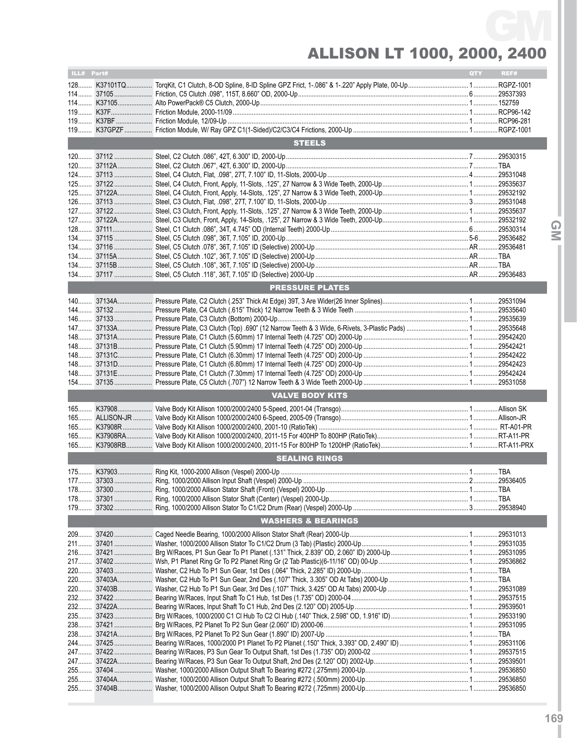# ALLISON LT 1000, 2000, 2400

| ILL# | Part# | | QTY | REF# |
|---|---|---|---|---|
| 128 | K37101TQ | TorqKit, C1 Clutch, 8-OD Spline, 8-ID Spline GPZ Frict, 1-.086" & 1-.220" Apply Plate, 00-Up | 1 | RGPZ-1001 |
| 114 | 37105 | Friction, C5 Clutch .098", 115T, 8.660" OD, 2000-Up | 6 | 29537393 |
| 114 | K37105 | Alto PowerPack® C5 Clutch, 2000-Up | 1 | 152759 |
| 119 | K37F | Friction Module, 2000-11/09 | 1 | RCP96-142 |
| 119 | K37BF | Friction Module, 12/09-Up | 1 | RCP96-281 |
| 119 | K37GPZF | Friction Module, W/ Ray GPZ C1(1-Sided)/C2/C3/C4 Frictions, 2000-Up | 1 | RGPZ-1001 |
| | | **STEELS** | | |
| 120 | 37112 | Steel, C2 Clutch .086", 42T, 6.300" ID, 2000-Up | 7 | 29530315 |
| 120 | 37112A | Steel, C2 Clutch .067", 42T, 6.300" ID, 2000-Up | 7 | TBA |
| 124 | 37113 | Steel, C4 Clutch, Flat, .098", 27T, 7.100" ID, 11-Slots, 2000-Up | 4 | 29531048 |
| 125 | 37122 | Steel, C4 Clutch, Front, Apply, 11-Slots, .125", 27 Narrow & 3 Wide Teeth, 2000-Up | 1 | 29535637 |
| 125 | 37122A | Steel, C4 Clutch, Front, Apply, 14-Slots, .125", 27 Narrow & 3 Wide Teeth, 2000-Up | 1 | 29532192 |
| 126 | 37113 | Steel, C3 Clutch, Flat, .098", 27T, 7.100" ID, 11-Slots, 2000-Up | 3 | 29531048 |
| 127 | 37122 | Steel, C3 Clutch, Front, Apply, 11-Slots, .125", 27 Narrow & 3 Wide Teeth, 2000-Up | 1 | 29535637 |
| 127 | 37122A | Steel, C3 Clutch, Front, Apply, 14-Slots, .125", 27 Narrow & 3 Wide Teeth, 2000-Up | 1 | 29532192 |
| 128 | 37111 | Steel, C1 Clutch .086", 34T, 4.745" OD (Internal Teeth) 2000-Up | 6 | 29530314 |
| 134 | 37115 | Steel, C5 Clutch .098", 36T, 7.105" ID, 2000-Up | 5-6 | 29536482 |
| 134 | 37116 | Steel, C5 Clutch .078", 36T, 7.105" ID (Selective) 2000-Up | AR | 29536481 |
| 134 | 37115A | Steel, C5 Clutch .102", 36T, 7.105" ID (Selective) 2000-Up | AR | TBA |
| 134 | 37115B | Steel, C5 Clutch .108", 36T, 7.105" ID (Selective) 2000-Up | AR | TBA |
| 134 | 37117 | Steel, C5 Clutch .118", 36T, 7.105" ID (Selective) 2000-Up | AR | 29536483 |
| | | **PRESSURE PLATES** | | |
| 140 | 37134A | Pressure Plate, C2 Clutch (.253" Thick At Edge) 39T, 3 Are Wider(26 Inner Splines) | 1 | 29531094 |
| 144 | 37132 | Pressure Plate, C4 Clutch (.615" Thick) 12 Narrow Teeth & 3 Wide Teeth | 1 | 29535640 |
| 146 | 37133 | Pressure Plate, C3 Clutch (Bottom) 2000-Up | 1 | 29535639 |
| 147 | 37133A | Pressure Plate, C3 Clutch (Top) .690" (12 Narrow Teeth & 3 Wide, 6-Rivets, 3-Plastic Pads) | 1 | 29535648 |
| 148 | 37131A | Pressure Plate, C1 Clutch (5.60mm) 17 Internal Teeth (4.725" OD) 2000-Up | 1 | 29542420 |
| 148 | 37131B | Pressure Plate, C1 Clutch (5.90mm) 17 Internal Teeth (4.725" OD) 2000-Up | 1 | 29542421 |
| 148 | 37131C | Pressure Plate, C1 Clutch (6.30mm) 17 Internal Teeth (4.725" OD) 2000-Up | 1 | 29542422 |
| 148 | 37131D | Pressure Plate, C1 Clutch (6.80mm) 17 Internal Teeth (4.725" OD) 2000-Up | 1 | 29542423 |
| 148 | 37131E | Pressure Plate, C1 Clutch (7.30mm) 17 Internal Teeth (4.725" OD) 2000-Up | 1 | 29542424 |
| 154 | 37135 | Pressure Plate, C5 Clutch (.707") 12 Narrow Teeth & 3 Wide Teeth 2000-Up | 1 | 29531058 |
| | | **VALVE BODY KITS** | | |
| 165 | K37908 | Valve Body Kit Allison 1000/2000/2400 5-Speed, 2001-04 (Transgo) | 1 | Allison SK |
| 165 | ALLISON-JR | Valve Body Kit Allison 1000/2000/2400 6-Speed, 2005-09 (Transgo) | 1 | Allison-JR |
| 165 | K37908R | Valve Body Kit Allison 1000/2000/2400, 2001-10 (RatioTek) | 1 | RT-A01-PR |
| 165 | K37908RA | Valve Body Kit Allison 1000/2000/2400, 2011-15 For 400HP To 800HP (RatioTek) | 1 | RT-A11-PR |
| 165 | K37908RB | Valve Body Kit Allison 1000/2000/2400, 2011-15 For 800HP To 1200HP (RatioTek) | 1 | RT-A11-PRX |
| | | **SEALING RINGS** | | |
| 175 | K37903 | Ring Kit, 1000-2000 Allison (Vespel) 2000-Up | 1 | TBA |
| 177 | 37303 | Ring, 1000/2000 Allison Input Shaft (Vespel) 2000-Up | 2 | 29536405 |
| 178 | 37300 | Ring, 1000/2000 Allison Stator Shaft (Front) (Vespel) 2000-Up | 1 | TBA |
| 178 | 37301 | Ring, 1000/2000 Allison Stator Shaft (Center) (Vespel) 2000-Up | 1 | TBA |
| 179 | 37302 | Ring, 1000/2000 Allison Stator To C1/C2 Drum (Rear) (Vespel) 2000-Up | 3 | 29538940 |
| | | **WASHERS & BEARINGS** | | |
| 209 | 37420 | Caged Needle Bearing, 1000/2000 Allison Stator Shaft (Rear) 2000-Up | 1 | 29531013 |
| 211 | 37401 | Washer, 1000/2000 Allison Stator To C1/C2 Drum (3 Tab) (Plastic) 2000-Up | 1 | 29531035 |
| 216 | 37421 | Brg W/Races, P1 Sun Gear To P1 Planet (.131" Thick, 2.839" OD, 2.060" ID) 2000-Up | 1 | 29531095 |
| 217 | 37402 | Wsh, P1 Planet Ring Gr To P2 Planet Ring Gr (2 Tab Plastic)(6-11/16" OD) 00-Up | 1 | 29536862 |
| 220 | 37403 | Washer, C2 Hub To P1 Sun Gear, 1st Des (.064" Thick, 2.285" ID) 2000-Up | 1 | TBA |
| 220 | 37403A | Washer, C2 Hub To P1 Sun Gear, 2nd Des (.107" Thick, 3.305" OD At Tabs) 2000-Up | 1 | TBA |
| 220 | 37403B | Washer, C2 Hub To P1 Sun Gear, 3rd Des (.107" Thick, 3.425" OD At Tabs) 2000-Up | 1 | 29531089 |
| 232 | 37422 | Bearing W/Races, Input Shaft To C1 Hub, 1st Des (1.735" OD) 2000-04 | 1 | 29537515 |
| 232 | 37422A | Bearing W/Races, Input Shaft To C1 Hub, 2nd Des (2.120" OD) 2005-Up | 1 | 29539501 |
| 235 | 37423 | Brg W/Races, 1000/2000 C1 Cl Hub To C2 Cl Hub (.140" Thick, 2.598" OD, 1.916" ID) | 1 | 29533190 |
| 238 | 37421 | Brg W/Races, P2 Planet To P2 Sun Gear (2.060" ID) 2000-06 | 1 | 29531095 |
| 238 | 37421A | Brg W/Races, P2 Planet To P2 Sun Gear (1.890" ID) 2007-Up | 1 | TBA |
| 244 | 37425 | Bearing W/Races, 1000/2000 P1 Planet To P2 Planet (.150" Thick, 3.393" OD, 2.490" ID) | 1 | 29531106 |
| 247 | 37422 | Bearing W/Races, P3 Sun Gear To Output Shaft, 1st Des (1.735" OD) 2000-02 | 1 | 29537515 |
| 247 | 37422A | Bearing W/Races, P3 Sun Gear To Output Shaft, 2nd Des (2.120" OD) 2002-Up | 1 | 29539501 |
| 255 | 37404 | Washer, 1000/2000 Allison Output Shaft To Bearing #272 (.275mm) 2000-Up | 1 | 29536850 |
| 255 | 37404A | Washer, 1000/2000 Allison Output Shaft To Bearing #272 (.500mm) 2000-Up | 1 | 29536850 |
| 255 | 37404B | Washer, 1000/2000 Allison Output Shaft To Bearing #272 (.725mm) 2000-Up | 1 | 29536850 |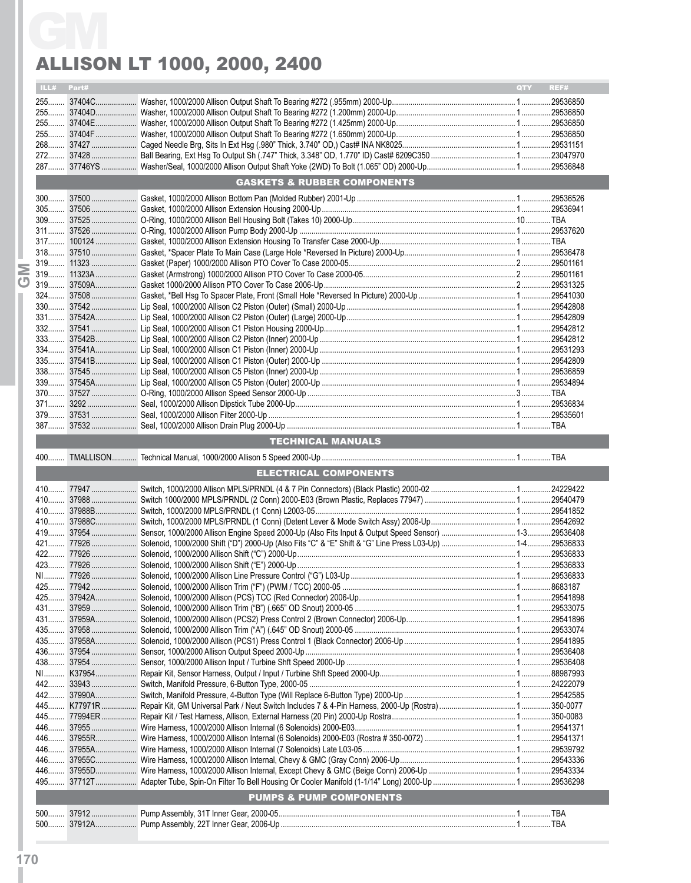# ALLISON LT 1000, 2000, 2400

| ILL# | Part# | | QTY | REF# |
|---|---|---|---|---|
| 255 | 37404C | Washer, 1000/2000 Allison Output Shaft To Bearing #272 (.955mm) 2000-Up | 1 | 29536850 |
| 255 | 37404D | Washer, 1000/2000 Allison Output Shaft To Bearing #272 (1.200mm) 2000-Up | 1 | 29536850 |
| 255 | 37404E | Washer, 1000/2000 Allison Output Shaft To Bearing #272 (1.425mm) 2000-Up | 1 | 29536850 |
| 255 | 37404F | Washer, 1000/2000 Allison Output Shaft To Bearing #272 (1.650mm) 2000-Up | 1 | 29536850 |
| 268 | 37427 | Caged Needle Brg, Sits In Ext Hsg (.980" Thick, 3.740" OD,) Cast# INA NK8025 | 1 | 29531151 |
| 272 | 37428 | Ball Bearing, Ext Hsg To Output Sh (.747" Thick, 3.348" OD, 1.770" ID) Cast# 6209C350 | 1 | 23047970 |
| 287 | 37746YS | Washer/Seal, 1000/2000 Allison Output Shaft Yoke (2WD) To Bolt (1.065" OD) 2000-Up | 1 | 29536848 |
| | | **GASKETS & RUBBER COMPONENTS** | | |
| 300 | 37500 | Gasket, 1000/2000 Allison Bottom Pan (Molded Rubber) 2001-Up | 1 | 29536526 |
| 305 | 37506 | Gasket, 1000/2000 Allison Extension Housing 2000-Up | 1 | 29536941 |
| 309 | 37525 | O-Ring, 1000/2000 Allison Bell Housing Bolt (Takes 10) 2000-Up | 10 | TBA |
| 311 | 37526 | O-Ring, 1000/2000 Allison Pump Body 2000-Up | 1 | 29537620 |
| 317 | 100124 | Gasket, 1000/2000 Allison Extension Housing To Transfer Case 2000-Up | 1 | TBA |
| 318 | 37510 | Gasket, *Spacer Plate To Main Case (Large Hole *Reversed In Picture) 2000-Up | 1 | 29536478 |
| 319 | 11323 | Gasket (Paper) 1000/2000 Allison PTO Cover To Case 2000-05 | 2 | 29501161 |
| 319 | 11323A | Gasket (Armstrong) 1000/2000 Allison PTO Cover To Case 2000-05 | 2 | 29501161 |
| 319 | 37509A | Gasket 1000/2000 Allison PTO Cover To Case 2006-Up | 2 | 29531325 |
| 324 | 37508 | Gasket, *Bell Hsg To Spacer Plate, Front (Small Hole *Reversed In Picture) 2000-Up | 1 | 29541030 |
| 330 | 37542 | Lip Seal, 1000/2000 Allison C2 Piston (Outer) (Small) 2000-Up | 1 | 29542808 |
| 331 | 37542A | Lip Seal, 1000/2000 Allison C2 Piston (Outer) (Large) 2000-Up | 1 | 29542809 |
| 332 | 37541 | Lip Seal, 1000/2000 Allison C1 Piston Housing 2000-Up | 1 | 29542812 |
| 333 | 37542B | Lip Seal, 1000/2000 Allison C2 Piston (Inner) 2000-Up | 1 | 29542812 |
| 334 | 37541A | Lip Seal, 1000/2000 Allison C1 Piston (Inner) 2000-Up | 1 | 29531293 |
| 335 | 37541B | Lip Seal, 1000/2000 Allison C1 Piston (Outer) 2000-Up | 1 | 29542809 |
| 338 | 37545 | Lip Seal, 1000/2000 Allison C5 Piston (Inner) 2000-Up | 1 | 29536859 |
| 339 | 37545A | Lip Seal, 1000/2000 Allison C5 Piston (Outer) 2000-Up | 1 | 29534894 |
| 370 | 37527 | O-Ring, 1000/2000 Allison Speed Sensor 2000-Up | 3 | TBA |
| 371 | 3292 | Seal, 1000/2000 Allison Dipstick Tube 2000-Up | 1 | 29536834 |
| 379 | 37531 | Seal, 1000/2000 Allison Filter 2000-Up | 1 | 29535601 |
| 387 | 37532 | Seal, 1000/2000 Allison Drain Plug 2000-Up | 1 | TBA |
| | | **TECHNICAL MANUALS** | | |
| 400 | TMALLISON | Technical Manual, 1000/2000 Allison 5 Speed 2000-Up | 1 | TBA |
| | | **ELECTRICAL COMPONENTS** | | |
| 410 | 77947 | Switch, 1000/2000 Allison MPLS/PRNDL (4 & 7 Pin Connectors) (Black Plastic) 2000-02 | 1 | 24229422 |
| 410 | 37988 | Switch 1000/2000 MPLS/PRNDL (2 Conn) 2000-E03 (Brown Plastic, Replaces 77947) | 1 | 29540479 |
| 410 | 37988B | Switch, 1000/2000 MPLS/PRNDL (1 Conn) L2003-05 | 1 | 29541852 |
| 410 | 37988C | Switch, 1000/2000 MPLS/PRNDL (1 Conn) (Detent Lever & Mode Switch Assy) 2006-Up | 1 | 29542692 |
| 419 | 37954 | Sensor, 1000/2000 Allison Engine Speed 2000-Up (Also Fits Input & Output Speed Sensor) | 1-3 | 29536408 |
| 421 | 77926 | Solenoid, 1000/2000 Shift ("D") 2000-Up (Also Fits "C" & "E" Shift & "G" Line Press L03-Up) | 1-4 | 29536833 |
| 422 | 77926 | Solenoid, 1000/2000 Allison Shift ("C") 2000-Up | 1 | 29536833 |
| 423 | 77926 | Solenoid, 1000/2000 Allison Shift ("E") 2000-Up | 1 | 29536833 |
| NI | 77926 | Solenoid, 1000/2000 Allison Line Pressure Control ("G") L03-Up | 1 | 29536833 |
| 425 | 77942 | Solenoid, 1000/2000 Allison Trim ("F") (PWM / TCC) 2000-05 | 1 | 8683187 |
| 425 | 37942A | Solenoid, 1000/2000 Allison (PCS) TCC (Red Connector) 2006-Up | 1 | 29541898 |
| 431 | 37959 | Solenoid, 1000/2000 Allison Trim ("B") (.665" OD Snout) 2000-05 | 1 | 29533075 |
| 431 | 37959A | Solenoid, 1000/2000 Allison (PCS2) Press Control 2 (Brown Connector) 2006-Up | 1 | 29541896 |
| 435 | 37958 | Solenoid, 1000/2000 Allison Trim ("A") (.645" OD Snout) 2000-05 | 1 | 29533074 |
| 435 | 37958A | Solenoid, 1000/2000 Allison (PCS1) Press Control 1 (Black Connector) 2006-Up | 1 | 29541895 |
| 436 | 37954 | Sensor, 1000/2000 Allison Output Speed 2000-Up | 1 | 29536408 |
| 438 | 37954 | Sensor, 1000/2000 Allison Input / Turbine Shft Speed 2000-Up | 1 | 29536408 |
| NI | K37954 | Repair Kit, Sensor Harness, Output / Input / Turbine Shft Speed 2000-Up | 1 | 88987993 |
| 442 | 33943 | Switch, Manifold Pressure, 6-Button Type, 2000-05 | 1 | 24222079 |
| 442 | 37990A | Switch, Manifold Pressure, 4-Button Type (Will Replace 6-Button Type) 2000-Up | 1 | 29542585 |
| 445 | K77971R | Repair Kit, GM Universal Park / Neut Switch Includes 7 & 4-Pin Harness, 2000-Up (Rostra) | 1 | 350-0077 |
| 445 | 77994ER | Repair Kit / Test Harness, Allison, External Harness (20 Pin) 2000-Up Rostra | 1 | 350-0083 |
| 446 | 37955 | Wire Harness, 1000/2000 Allison Internal (6 Solenoids) 2000-E03 | 1 | 29541371 |
| 446 | 37955R | Wire Harness, 1000/2000 Allison Internal (6 Solenoids) 2000-E03 (Rostra # 350-0072) | 1 | 29541371 |
| 446 | 37955A | Wire Harness, 1000/2000 Allison Internal (7 Solenoids) Late L03-05 | 1 | 29539792 |
| 446 | 37955C | Wire Harness, 1000/2000 Allison Internal, Chevy & GMC (Gray Conn) 2006-Up | 1 | 29543336 |
| 446 | 37955D | Wire Harness, 1000/2000 Allison Internal, Except Chevy & GMC (Beige Conn) 2006-Up | 1 | 29543334 |
| 495 | 37712T | Adapter Tube, Spin-On Filter To Bell Housing Or Cooler Manifold (1-1/14" Long) 2000-Up | 1 | 29536298 |
| | | **PUMPS & PUMP COMPONENTS** | | |
| 500 | 37912 | Pump Assembly, 31T Inner Gear, 2000-05 | 1 | TBA |
| 500 | 37912A | Pump Assembly, 22T Inner Gear, 2006-Up | 1 | TBA |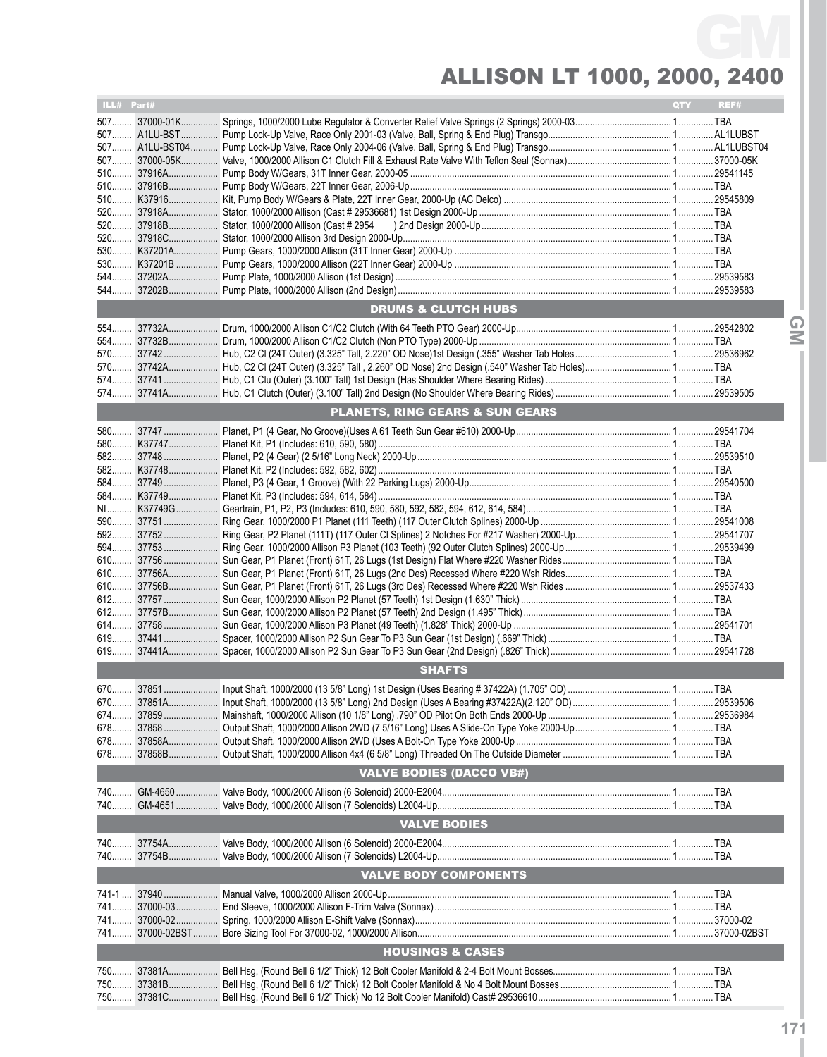# ALLISON LT 1000, 2000, 2400

| ILL# | Part# | | QTY | REF# |
|---|---|---|---|---|
| 507 | 37000-01K | Springs, 1000/2000 Lube Regulator & Converter Relief Valve Springs (2 Springs) 2000-03 | 1 | TBA |
| 507 | A1LU-BST | Pump Lock-Up Valve, Race Only 2001-03 (Valve, Ball, Spring & End Plug) Transgo | 1 | AL1LUBST |
| 507 | A1LU-BST04 | Pump Lock-Up Valve, Race Only 2004-06 (Valve, Ball, Spring & End Plug) Transgo | 1 | AL1LUBST04 |
| 507 | 37000-05K | Valve, 1000/2000 Allison C1 Clutch Fill & Exhaust Rate Valve With Teflon Seal (Sonnax) | 1 | 37000-05K |
| 510 | 37916A | Pump Body W/Gears, 31T Inner Gear, 2000-05 | 1 | 29541145 |
| 510 | 37916B | Pump Body W/Gears, 22T Inner Gear, 2006-Up | 1 | TBA |
| 510 | K37916 | Kit, Pump Body W/Gears & Plate, 22T Inner Gear, 2000-Up (AC Delco) | 1 | 29545809 |
| 520 | 37918A | Stator, 1000/2000 Allison (Cast # 29536681) 1st Design 2000-Up | 1 | TBA |
| 520 | 37918B | Stator, 1000/2000 Allison (Cast # 2954____) 2nd Design 2000-Up | 1 | TBA |
| 520 | 37918C | Stator, 1000/2000 Allison 3rd Design 2000-Up | 1 | TBA |
| 530 | K37201A | Pump Gears, 1000/2000 Allison (31T Inner Gear) 2000-Up | 1 | TBA |
| 530 | K37201B | Pump Gears, 1000/2000 Allison (22T Inner Gear) 2000-Up | 1 | TBA |
| 544 | 37202A | Pump Plate, 1000/2000 Allison (1st Design) | 1 | 29539583 |
| 544 | 37202B | Pump Plate, 1000/2000 Allison (2nd Design) | 1 | 29539583 |
| | | **DRUMS & CLUTCH HUBS** | | |
| 554 | 37732A | Drum, 1000/2000 Allison C1/C2 Clutch (With 64 Teeth PTO Gear) 2000-Up | 1 | 29542802 |
| 554 | 37732B | Drum, 1000/2000 Allison C1/C2 Clutch (Non PTO Type) 2000-Up | 1 | TBA |
| 570 | 37742 | Hub, C2 Cl (24T Outer) (3.325" Tall, 2.220" OD Nose)1st Design (.355" Washer Tab Holes | 1 | 29536962 |
| 570 | 37742A | Hub, C2 Cl (24T Outer) (3.325" Tall , 2.260" OD Nose) 2nd Design (.540" Washer Tab Holes) | 1 | TBA |
| 574 | 37741 | Hub, C1 Clu (Outer) (3.100" Tall) 1st Design (Has Shoulder Where Bearing Rides) | 1 | TBA |
| 574 | 37741A | Hub, C1 Clutch (Outer) (3.100" Tall) 2nd Design (No Shoulder Where Bearing Rides) | 1 | 29539505 |
| | | **PLANETS, RING GEARS & SUN GEARS** | | |
| 580 | 37747 | Planet, P1 (4 Gear, No Groove)(Uses A 61 Teeth Sun Gear #610) 2000-Up | 1 | 29541704 |
| 580 | K37747 | Planet Kit, P1 (Includes: 610, 590, 580) | 1 | TBA |
| 582 | 37748 | Planet, P2 (4 Gear) (2 5/16" Long Neck) 2000-Up | 1 | 29539510 |
| 582 | K37748 | Planet Kit, P2 (Includes: 592, 582, 602) | 1 | TBA |
| 584 | 37749 | Planet, P3 (4 Gear, 1 Groove) (With 22 Parking Lugs) 2000-Up | 1 | 29540500 |
| 584 | K37749 | Planet Kit, P3 (Includes: 594, 614, 584) | 1 | TBA |
| NI | K37749G | Geartrain, P1, P2, P3 (Includes: 610, 590, 580, 592, 582, 594, 612, 614, 584) | 1 | TBA |
| 590 | 37751 | Ring Gear, 1000/2000 P1 Planet (111 Teeth) (117 Outer Clutch Splines) 2000-Up | 1 | 29541008 |
| 592 | 37752 | Ring Gear, P2 Planet (111T) (117 Outer Cl Splines) 2 Notches For #217 Washer) 2000-Up | 1 | 29541707 |
| 594 | 37753 | Ring Gear, 1000/2000 Allison P3 Planet (103 Teeth) (92 Outer Clutch Splines) 2000-Up | 1 | 29539499 |
| 610 | 37756 | Sun Gear, P1 Planet (Front) 61T, 26 Lugs (1st Design) Flat Where #220 Washer Rides | 1 | TBA |
| 610 | 37756A | Sun Gear, P1 Planet (Front) 61T, 26 Lugs (2nd Des) Recessed Where #220 Wsh Rides | 1 | TBA |
| 610 | 37756B | Sun Gear, P1 Planet (Front) 61T, 26 Lugs (3rd Des) Recessed Where #220 Wsh Rides | 1 | 29537433 |
| 612 | 37757 | Sun Gear, 1000/2000 Allison P2 Planet (57 Teeth) 1st Design (1.630" Thick) | 1 | TBA |
| 612 | 37757B | Sun Gear, 1000/2000 Allison P2 Planet (57 Teeth) 2nd Design (1.495" Thick) | 1 | TBA |
| 614 | 37758 | Sun Gear, 1000/2000 Allison P3 Planet (49 Teeth) (1.828" Thick) 2000-Up | 1 | 29541701 |
| 619 | 37441 | Spacer, 1000/2000 Allison P2 Sun Gear To P3 Sun Gear (1st Design) (.669" Thick) | 1 | TBA |
| 619 | 37441A | Spacer, 1000/2000 Allison P2 Sun Gear To P3 Sun Gear (2nd Design) (.826" Thick) | 1 | 29541728 |
| | | **SHAFTS** | | |
| 670 | 37851 | Input Shaft, 1000/2000 (13 5/8" Long) 1st Design (Uses Bearing # 37422A) (1.705" OD) | 1 | TBA |
| 670 | 37851A | Input Shaft, 1000/2000 (13 5/8" Long) 2nd Design (Uses A Bearing #37422A)(2.120" OD) | 1 | 29539506 |
| 674 | 37859 | Mainshaft, 1000/2000 Allison (10 1/8" Long) .790" OD Pilot On Both Ends 2000-Up | 1 | 29536984 |
| 678 | 37858 | Output Shaft, 1000/2000 Allison 2WD (7 5/16" Long) Uses A Slide-On Type Yoke 2000-Up | 1 | TBA |
| 678 | 37858A | Output Shaft, 1000/2000 Allison 2WD (Uses A Bolt-On Type Yoke 2000-Up | 1 | TBA |
| 678 | 37858B | Output Shaft, 1000/2000 Allison 4x4 (6 5/8" Long) Threaded On The Outside Diameter | 1 | TBA |
| | | **VALVE BODIES (DACCO VB#)** | | |
| 740 | GM-4650 | Valve Body, 1000/2000 Allison (6 Solenoid) 2000-E2004 | 1 | TBA |
| 740 | GM-4651 | Valve Body, 1000/2000 Allison (7 Solenoids) L2004-Up | 1 | TBA |
| | | **VALVE BODIES** | | |
| 740 | 37754A | Valve Body, 1000/2000 Allison (6 Solenoid) 2000-E2004 | 1 | TBA |
| 740 | 37754B | Valve Body, 1000/2000 Allison (7 Solenoids) L2004-Up | 1 | TBA |
| | | **VALVE BODY COMPONENTS** | | |
| 741-1 | 37940 | Manual Valve, 1000/2000 Allison 2000-Up | 1 | TBA |
| 741 | 37000-03 | End Sleeve, 1000/2000 Allison F-Trim Valve (Sonnax) | 1 | TBA |
| 741 | 37000-02 | Spring, 1000/2000 Allison E-Shift Valve (Sonnax) | 1 | 37000-02 |
| 741 | 37000-02BST | Bore Sizing Tool For 37000-02, 1000/2000 Allison | 1 | 37000-02BST |
| | | **HOUSINGS & CASES** | | |
| 750 | 37381A | Bell Hsg, (Round Bell 6 1/2" Thick) 12 Bolt Cooler Manifold & 2-4 Bolt Mount Bosses | 1 | TBA |
| 750 | 37381B | Bell Hsg, (Round Bell 6 1/2" Thick) 12 Bolt Cooler Manifold & No 4 Bolt Mount Bosses | 1 | TBA |
| 750 | 37381C | Bell Hsg, (Round Bell 6 1/2" Thick) No 12 Bolt Cooler Manifold) Cast# 29536610 | 1 | TBA |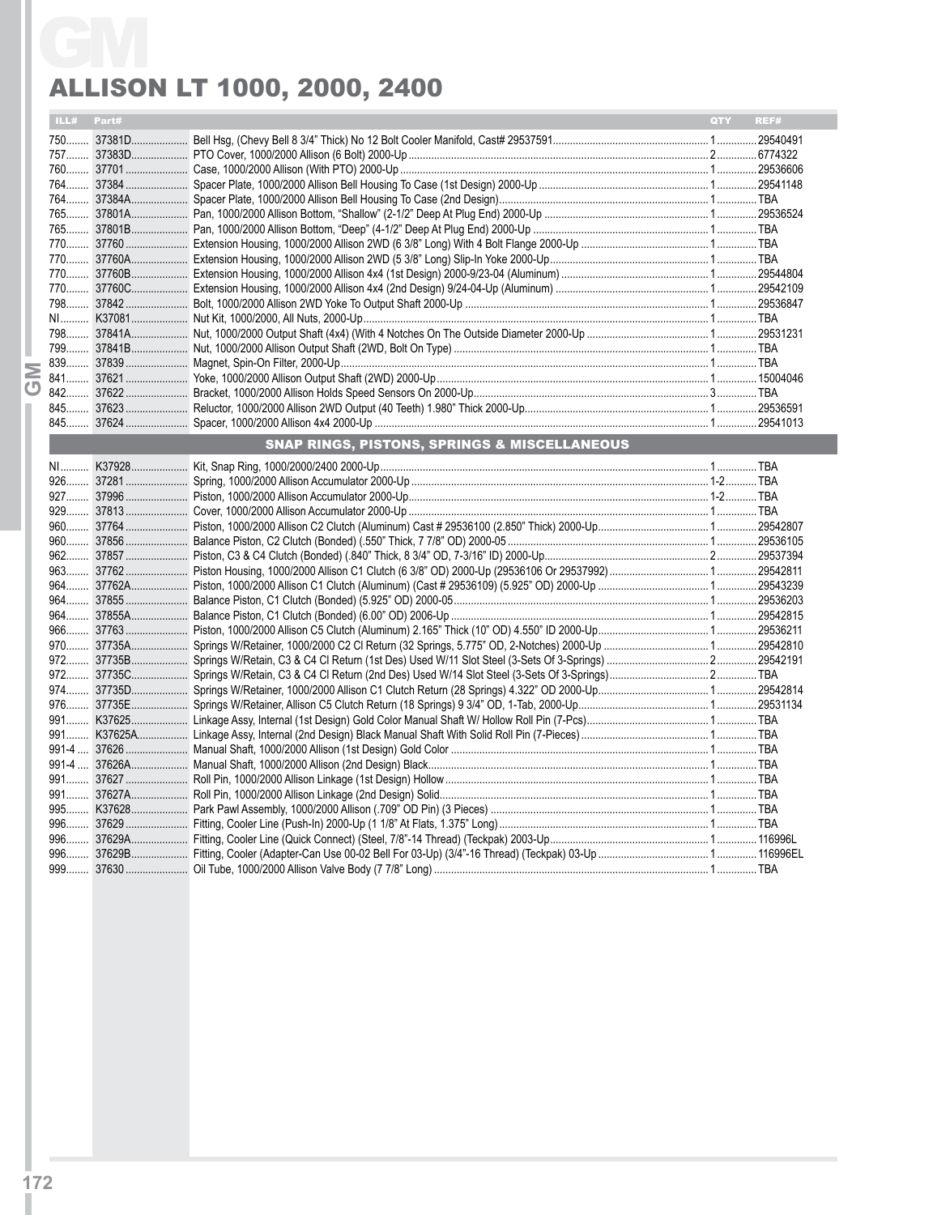# GM

## ALLISON LT 1000, 2000, 2400

| ILL# | Part# | | QTY | REF# |
|---|---|---|---|---|
| 750 | 37381D | Bell Hsg, (Chevy Bell 8 3/4" Thick) No 12 Bolt Cooler Manifold, Cast# 29537591 | 1 | 29540491 |
| 757 | 37383D | PTO Cover, 1000/2000 Allison (6 Bolt) 2000-Up | 2 | 6774322 |
| 760 | 37701 | Case, 1000/2000 Allison (With PTO) 2000-Up | 1 | 29536606 |
| 764 | 37384 | Spacer Plate, 1000/2000 Allison Bell Housing To Case (1st Design) 2000-Up | 1 | 29541148 |
| 764 | 37384A | Spacer Plate, 1000/2000 Allison Bell Housing To Case (2nd Design) | 1 | TBA |
| 765 | 37801A | Pan, 1000/2000 Allison Bottom, "Shallow" (2-1/2" Deep At Plug End) 2000-Up | 1 | 29536524 |
| 765 | 37801B | Pan, 1000/2000 Allison Bottom, "Deep" (4-1/2" Deep At Plug End) 2000-Up | 1 | TBA |
| 770 | 37760 | Extension Housing, 1000/2000 Allison 2WD (6 3/8" Long) With 4 Bolt Flange 2000-Up | 1 | TBA |
| 770 | 37760A | Extension Housing, 1000/2000 Allison 2WD (5 3/8" Long) Slip-In Yoke 2000-Up | 1 | TBA |
| 770 | 37760B | Extension Housing, 1000/2000 Allison 4x4 (1st Design) 2000-9/23-04 (Aluminum) | 1 | 29544804 |
| 770 | 37760C | Extension Housing, 1000/2000 Allison 4x4 (2nd Design) 9/24-04-Up (Aluminum) | 1 | 29542109 |
| 798 | 37842 | Bolt, 1000/2000 Allison 2WD Yoke To Output Shaft 2000-Up | 1 | 29536847 |
| NI | K37081 | Nut Kit, 1000/2000, All Nuts, 2000-Up | 1 | TBA |
| 798 | 37841A | Nut, 1000/2000 Output Shaft (4x4) (With 4 Notches On The Outside Diameter 2000-Up | 1 | 29531231 |
| 799 | 37841B | Nut, 1000/2000 Allison Output Shaft (2WD, Bolt On Type) | 1 | TBA |
| 839 | 37839 | Magnet, Spin-On Filter, 2000-Up | 1 | TBA |
| 841 | 37621 | Yoke, 1000/2000 Allison Output Shaft (2WD) 2000-Up | 1 | 15004046 |
| 842 | 37622 | Bracket, 1000/2000 Allison Holds Speed Sensors On 2000-Up | 3 | TBA |
| 845 | 37623 | Reluctor, 1000/2000 Allison 2WD Output (40 Teeth) 1.980" Thick 2000-Up | 1 | 29536591 |
| 845 | 37624 | Spacer, 1000/2000 Allison 4x4 2000-Up | 1 | 29541013 |

### SNAP RINGS, PISTONS, SPRINGS & MISCELLANEOUS

| ILL# | Part# | | QTY | REF# |
|---|---|---|---|---|
| NI | K37928 | Kit, Snap Ring, 1000/2000/2400 2000-Up | 1 | TBA |
| 926 | 37281 | Spring, 1000/2000 Allison Accumulator 2000-Up | 1-2 | TBA |
| 927 | 37996 | Piston, 1000/2000 Allison Accumulator 2000-Up | 1-2 | TBA |
| 929 | 37813 | Cover, 1000/2000 Allison Accumulator 2000-Up | 1 | TBA |
| 960 | 37764 | Piston, 1000/2000 Allison C2 Clutch (Aluminum) Cast # 29536100 (2.850" Thick) 2000-Up | 1 | 29542807 |
| 960 | 37856 | Balance Piston, C2 Clutch (Bonded) (.550" Thick, 7 7/8" OD) 2000-05 | 1 | 29536105 |
| 962 | 37857 | Piston, C3 & C4 Clutch (Bonded) (.840" Thick, 8 3/4" OD, 7-3/16" ID) 2000-Up | 2 | 29537394 |
| 963 | 37762 | Piston Housing, 1000/2000 Allison C1 Clutch (6 3/8" OD) 2000-Up (29536106 Or 29537992) | 1 | 29542811 |
| 964 | 37762A | Piston, 1000/2000 Allison C1 Clutch (Aluminum) (Cast # 29536109) (5.925" OD) 2000-Up | 1 | 29543239 |
| 964 | 37855 | Balance Piston, C1 Clutch (Bonded) (5.925" OD) 2000-05 | 1 | 29536203 |
| 964 | 37855A | Balance Piston, C1 Clutch (Bonded) (6.00" OD) 2006-Up | 1 | 29542815 |
| 966 | 37763 | Piston, 1000/2000 Allison C5 Clutch (Aluminum) 2.165" Thick (10" OD) 4.550" ID 2000-Up | 1 | 29536211 |
| 970 | 37735A | Springs W/Retainer, 1000/2000 C2 Cl Return (32 Springs, 5.775" OD, 2-Notches) 2000-Up | 1 | 29542810 |
| 972 | 37735B | Springs W/Retain, C3 & C4 Cl Return (1st Des) Used W/11 Slot Steel (3-Sets Of 3-Springs) | 2 | 29542191 |
| 972 | 37735C | Springs W/Retain, C3 & C4 Cl Return (2nd Des) Used W/14 Slot Steel (3-Sets Of 3-Springs) | 2 | TBA |
| 974 | 37735D | Springs W/Retainer, 1000/2000 Allison C1 Clutch Return (28 Springs) 4.322" OD 2000-Up | 1 | 29542814 |
| 976 | 37735E | Springs W/Retainer, Allison C5 Clutch Return (18 Springs) 9 3/4" OD, 1-Tab, 2000-Up | 1 | 29531134 |
| 991 | K37625 | Linkage Assy, Internal (1st Design) Gold Color Manual Shaft W/ Hollow Roll Pin (7-Pcs) | 1 | TBA |
| 991 | K37625A | Linkage Assy, Internal (2nd Design) Black Manual Shaft With Solid Roll Pin (7-Pieces) | 1 | TBA |
| 991-4 | 37626 | Manual Shaft, 1000/2000 Allison (1st Design) Gold Color | 1 | TBA |
| 991-4 | 37626A | Manual Shaft, 1000/2000 Allison (2nd Design) Black | 1 | TBA |
| 991 | 37627 | Roll Pin, 1000/2000 Allison Linkage (1st Design) Hollow | 1 | TBA |
| 991 | 37627A | Roll Pin, 1000/2000 Allison Linkage (2nd Design) Solid | 1 | TBA |
| 995 | K37628 | Park Pawl Assembly, 1000/2000 Allison (.709" OD Pin) (3 Pieces) | 1 | TBA |
| 996 | 37629 | Fitting, Cooler Line (Push-In) 2000-Up (1 1/8" At Flats, 1.375" Long) | 1 | TBA |
| 996 | 37629A | Fitting, Cooler Line (Quick Connect) (Steel, 7/8"-14 Thread) (Teckpak) 2003-Up | 1 | 116996L |
| 996 | 37629B | Fitting, Cooler (Adapter-Can Use 00-02 Bell For 03-Up) (3/4"-16 Thread) (Teckpak) 03-Up | 1 | 116996EL |
| 999 | 37630 | Oil Tube, 1000/2000 Allison Valve Body (7 7/8" Long) | 1 | TBA |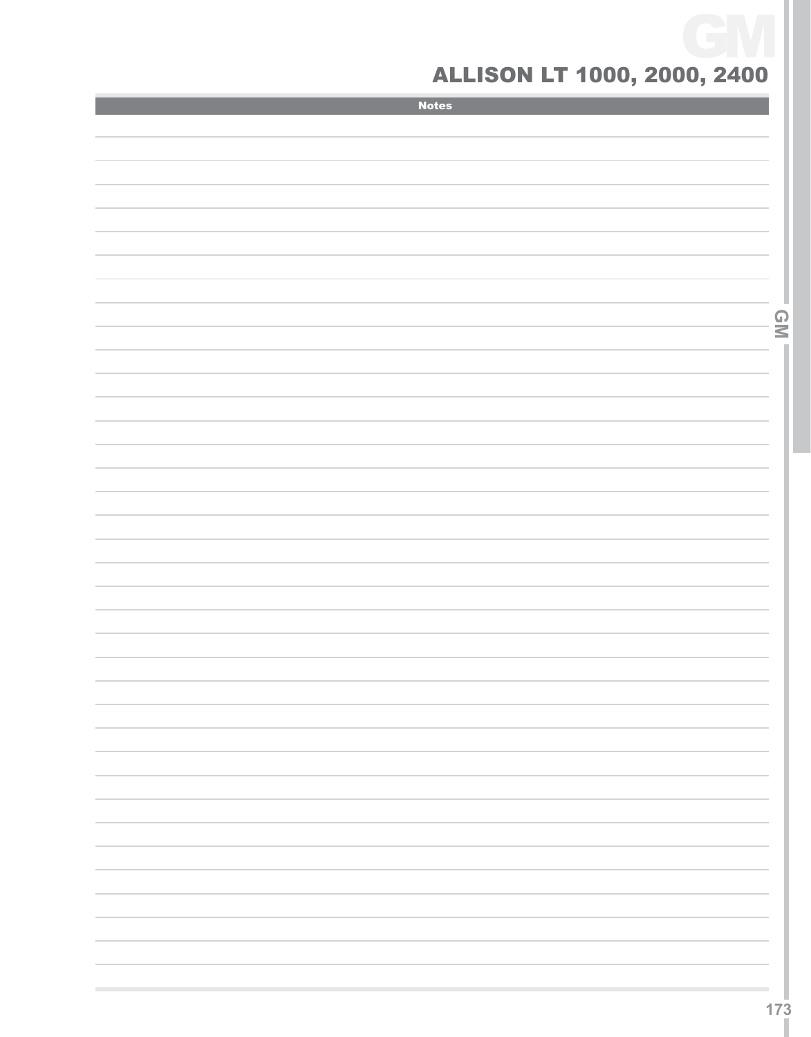## Notes